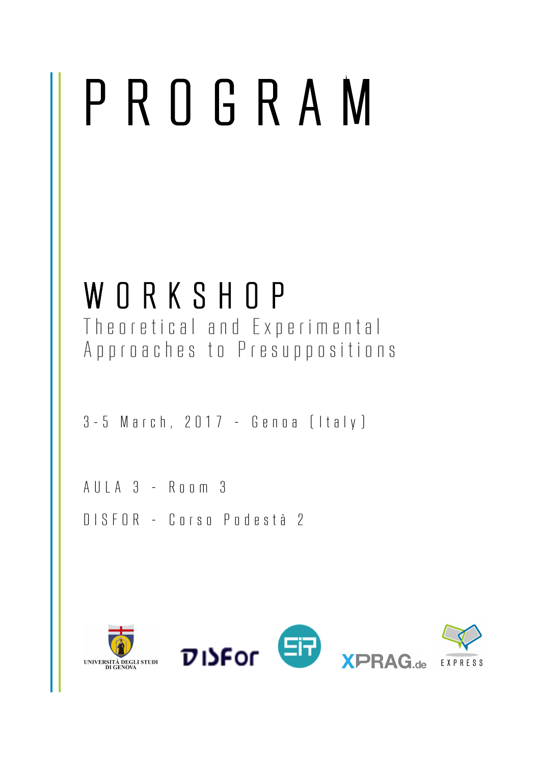# PROGRAM

## WORKSHOP

Theoretical and Experimental Approaches to Presuppositions

3-5 March, 2017 - Genoa (Italy)

AULA 3 - Room 3

DISFOR - Corso Podestà 2

UNIVERSITÀ DEGLI STUDI DI GENOVA

DISFor

XPRAG.de

EXPRESS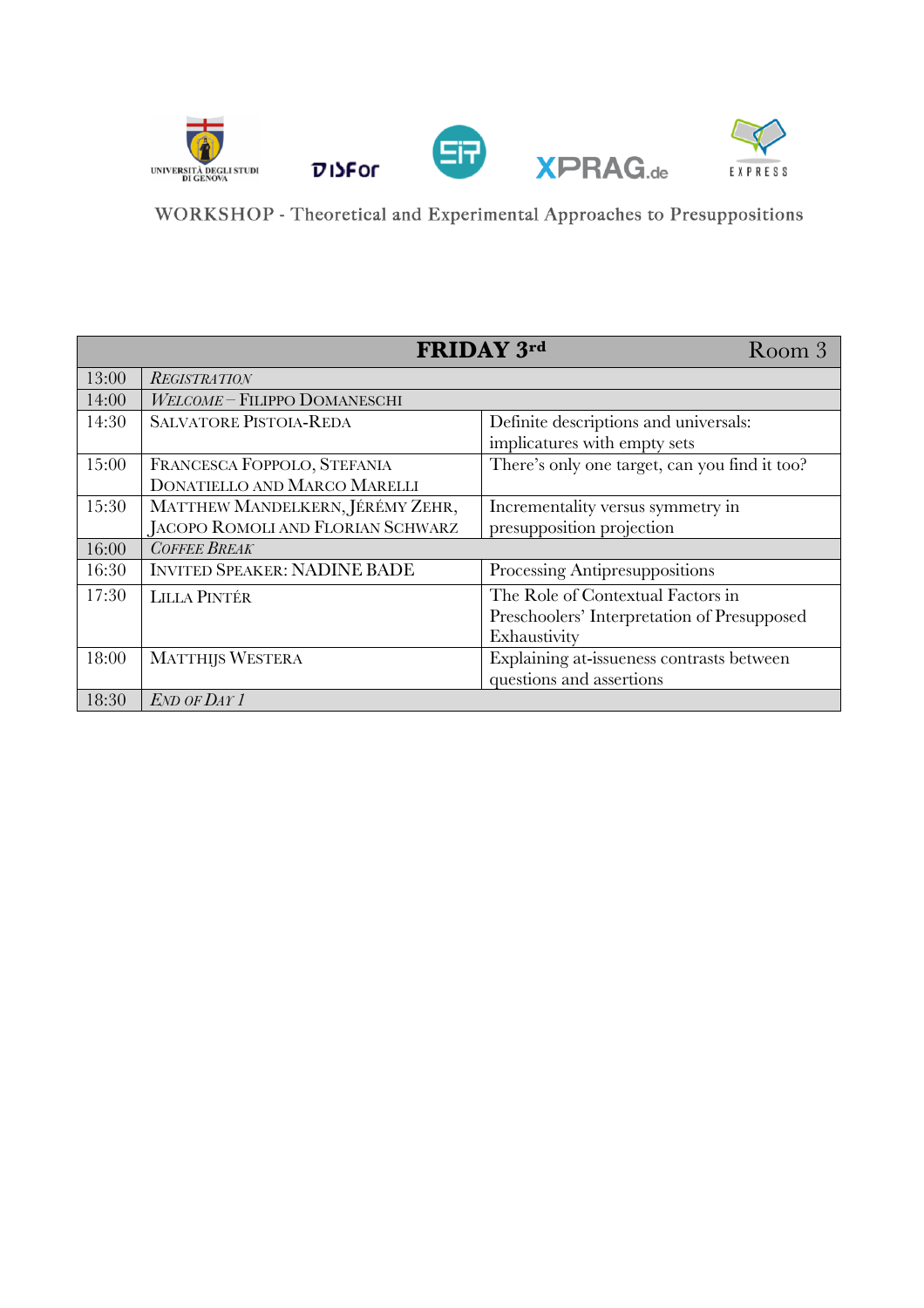WORKSHOP - Theoretical and Experimental Approaches to Presuppositions

| | **FRIDAY 3rd** | Room 3 |
|---|---|---|
| 13:00 | *Registration* | |
| 14:00 | *Welcome* – Filippo Domaneschi | |
| 14:30 | Salvatore Pistoia-Reda | Definite descriptions and universals: implicatures with empty sets |
| 15:00 | Francesca Foppolo, Stefania Donatiello and Marco Marelli | There's only one target, can you find it too? |
| 15:30 | Matthew Mandelkern, Jérémy Zehr, Jacopo Romoli and Florian Schwarz | Incrementality versus symmetry in presupposition projection |
| 16:00 | *Coffee Break* | |
| 16:30 | Invited Speaker: NADINE BADE | Processing Antipresuppositions |
| 17:30 | Lilla Pintér | The Role of Contextual Factors in Preschoolers' Interpretation of Presupposed Exhaustivity |
| 18:00 | Matthijs Westera | Explaining at-issueness contrasts between questions and assertions |
| 18:30 | *End of Day 1* | |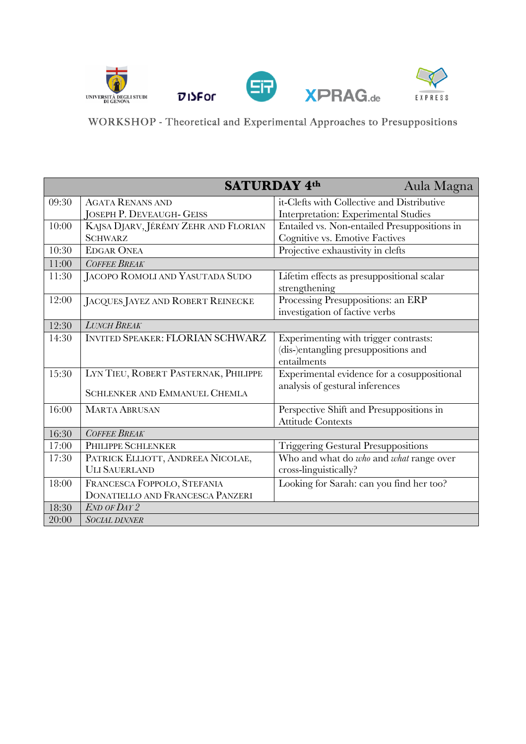WORKSHOP - Theoretical and Experimental Approaches to Presuppositions

| | **SATURDAY 4th** | Aula Magna |
|---|---|---|
| 09:30 | Agata Renans and Joseph P. Deveaugh- Geiss | it-Clefts with Collective and Distributive Interpretation: Experimental Studies |
| 10:00 | Kajsa Djarv, Jérémy Zehr and Florian Schwarz | Entailed vs. Non-entailed Presuppositions in Cognitive vs. Emotive Factives |
| 10:30 | Edgar Onea | Projective exhaustivity in clefts |
| 11:00 | *Coffee Break* | |
| 11:30 | Jacopo Romoli and Yasutada Sudo | Lifetim effects as presuppositional scalar strengthening |
| 12:00 | Jacques Jayez and Robert Reinecke | Processing Presuppositions: an ERP investigation of factive verbs |
| 12:30 | *Lunch Break* | |
| 14:30 | Invited Speaker: FLORIAN SCHWARZ | Experimenting with trigger contrasts: (dis-)entangling presuppositions and entailments |
| 15:30 | Lyn Tieu, Robert Pasternak, Philippe Schlenker and Emmanuel Chemla | Experimental evidence for a cosuppositional analysis of gestural inferences |
| 16:00 | Marta Abrusan | Perspective Shift and Presuppositions in Attitude Contexts |
| 16:30 | *Coffee Break* | |
| 17:00 | Philippe Schlenker | Triggering Gestural Presuppositions |
| 17:30 | Patrick Elliott, Andreea Nicolae, Uli Sauerland | Who and what do *who* and *what* range over cross-linguistically? |
| 18:00 | Francesca Foppolo, Stefania Donatiello and Francesca Panzeri | Looking for Sarah: can you find her too? |
| 18:30 | *End of Day 2* | |
| 20:00 | *Social dinner* | |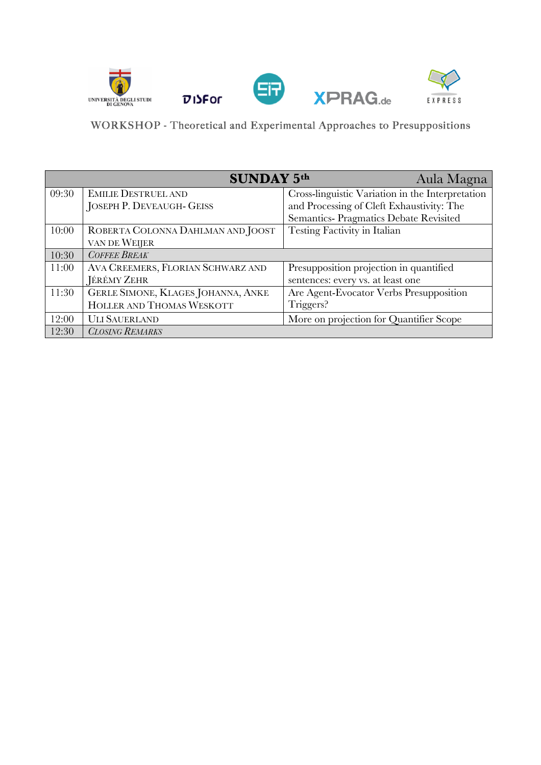UNIVERSITÀ DEGLI STUDI DI GENOVA DISFor XPRAG.de EXPRESS

WORKSHOP - Theoretical and Experimental Approaches to Presuppositions

| SUNDAY 5th | | Aula Magna |
|---|---|---|
| 09:30 | Emilie Destruel and Joseph P. Deveaugh- Geiss | Cross-linguistic Variation in the Interpretation and Processing of Cleft Exhaustivity: The Semantics- Pragmatics Debate Revisited |
| 10:00 | Roberta Colonna Dahlman and Joost van de Weijer | Testing Factivity in Italian |
| 10:30 | *Coffee Break* | |
| 11:00 | Ava Creemers, Florian Schwarz and Jérémy Zehr | Presupposition projection in quantified sentences: every vs. at least one |
| 11:30 | Gerle Simone, Klages Johanna, Anke Holler and Thomas Weskott | Are Agent-Evocator Verbs Presupposition Triggers? |
| 12:00 | Uli Sauerland | More on projection for Quantifier Scope |
| 12:30 | *Closing Remarks* | |